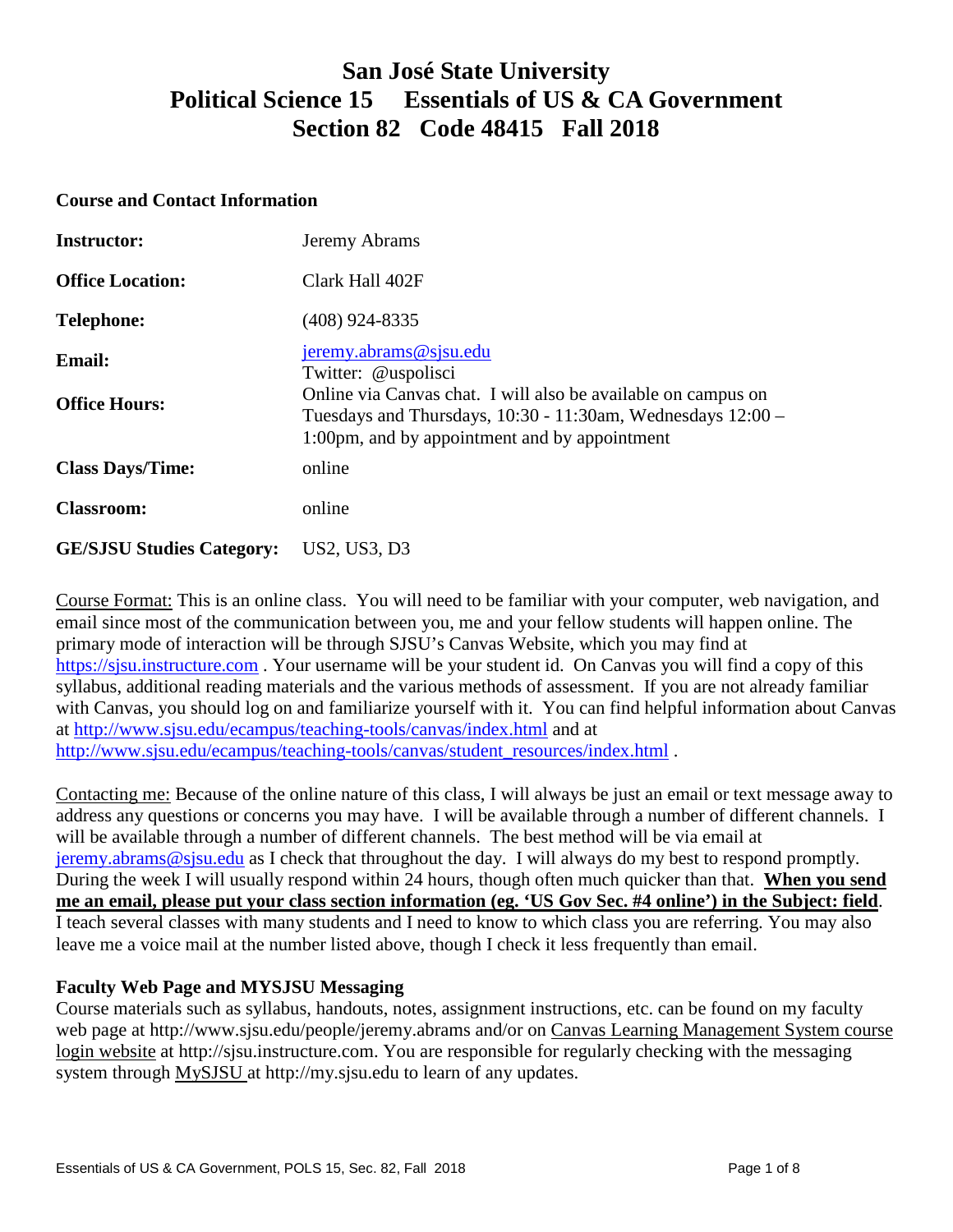# San José State University
# Political Science 15 Essentials of US & CA Government
# Section 82 Code 48415 Fall 2018

## Course and Contact Information

| | |
|---|---|
| **Instructor:** | Jeremy Abrams |
| **Office Location:** | Clark Hall 402F |
| **Telephone:** | (408) 924-8335 |
| **Email:** | jeremy.abrams@sjsu.edu<br>Twitter: @uspolisci |
| **Office Hours:** | Online via Canvas chat. I will also be available on campus on Tuesdays and Thursdays, 10:30 - 11:30am, Wednesdays 12:00 – 1:00pm, and by appointment and by appointment |
| **Class Days/Time:** | online |
| **Classroom:** | online |
| **GE/SJSU Studies Category:** | US2, US3, D3 |

Course Format: This is an online class. You will need to be familiar with your computer, web navigation, and email since most of the communication between you, me and your fellow students will happen online. The primary mode of interaction will be through SJSU's Canvas Website, which you may find at https://sjsu.instructure.com . Your username will be your student id. On Canvas you will find a copy of this syllabus, additional reading materials and the various methods of assessment. If you are not already familiar with Canvas, you should log on and familiarize yourself with it. You can find helpful information about Canvas at http://www.sjsu.edu/ecampus/teaching-tools/canvas/index.html and at http://www.sjsu.edu/ecampus/teaching-tools/canvas/student_resources/index.html .

Contacting me: Because of the online nature of this class, I will always be just an email or text message away to address any questions or concerns you may have. I will be available through a number of different channels. I will be available through a number of different channels. The best method will be via email at jeremy.abrams@sjsu.edu as I check that throughout the day. I will always do my best to respond promptly. During the week I will usually respond within 24 hours, though often much quicker than that. **When you send me an email, please put your class section information (eg. 'US Gov Sec. #4 online') in the Subject: field**. I teach several classes with many students and I need to know to which class you are referring. You may also leave me a voice mail at the number listed above, though I check it less frequently than email.

### Faculty Web Page and MYSJSU Messaging

Course materials such as syllabus, handouts, notes, assignment instructions, etc. can be found on my faculty web page at http://www.sjsu.edu/people/jeremy.abrams and/or on Canvas Learning Management System course login website at http://sjsu.instructure.com. You are responsible for regularly checking with the messaging system through MySJSU at http://my.sjsu.edu to learn of any updates.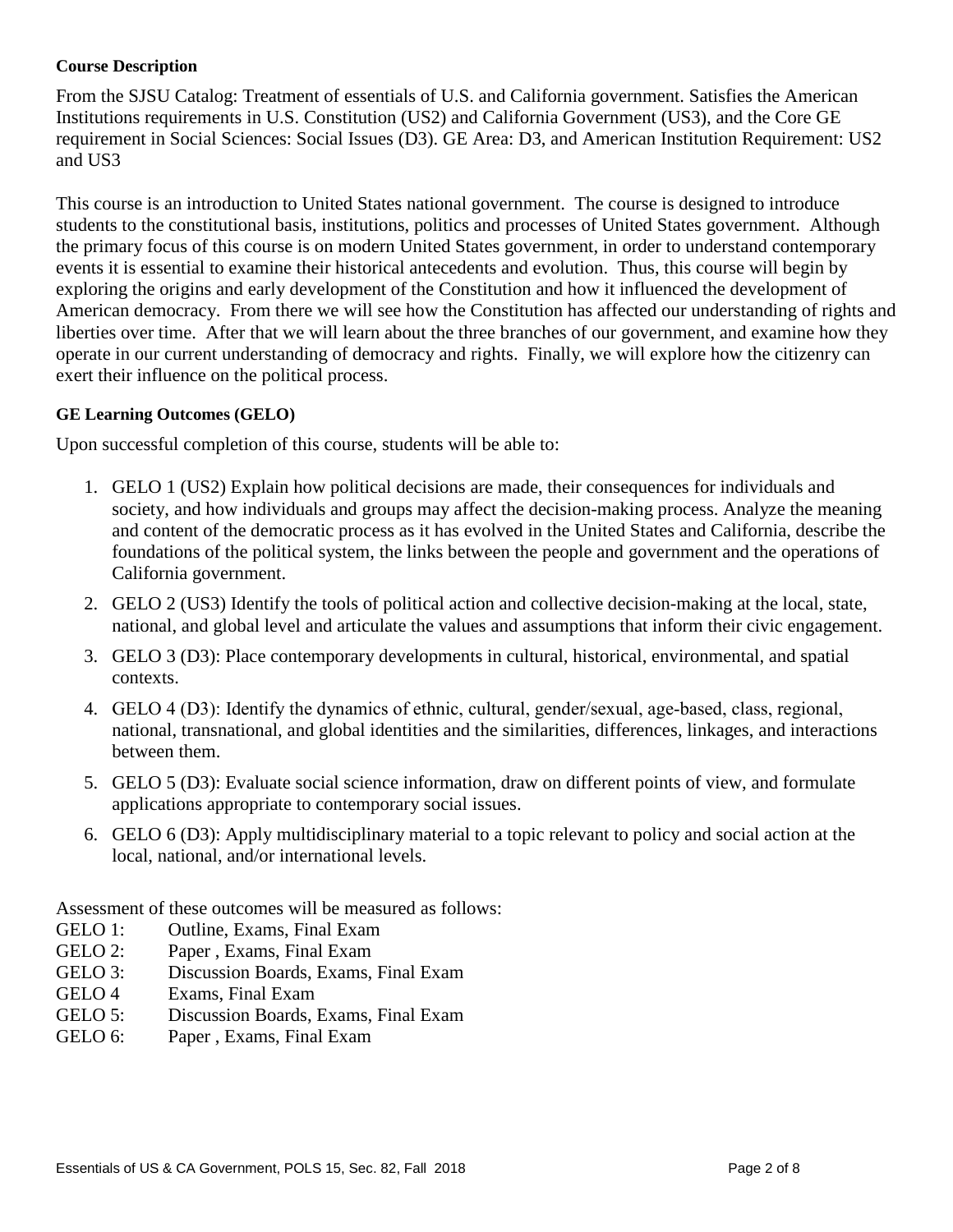**Course Description**

From the SJSU Catalog: Treatment of essentials of U.S. and California government. Satisfies the American Institutions requirements in U.S. Constitution (US2) and California Government (US3), and the Core GE requirement in Social Sciences: Social Issues (D3). GE Area: D3, and American Institution Requirement: US2 and US3

This course is an introduction to United States national government. The course is designed to introduce students to the constitutional basis, institutions, politics and processes of United States government. Although the primary focus of this course is on modern United States government, in order to understand contemporary events it is essential to examine their historical antecedents and evolution. Thus, this course will begin by exploring the origins and early development of the Constitution and how it influenced the development of American democracy. From there we will see how the Constitution has affected our understanding of rights and liberties over time. After that we will learn about the three branches of our government, and examine how they operate in our current understanding of democracy and rights. Finally, we will explore how the citizenry can exert their influence on the political process.

**GE Learning Outcomes (GELO)**

Upon successful completion of this course, students will be able to:

1. GELO 1 (US2) Explain how political decisions are made, their consequences for individuals and society, and how individuals and groups may affect the decision-making process. Analyze the meaning and content of the democratic process as it has evolved in the United States and California, describe the foundations of the political system, the links between the people and government and the operations of California government.
2. GELO 2 (US3) Identify the tools of political action and collective decision-making at the local, state, national, and global level and articulate the values and assumptions that inform their civic engagement.
3. GELO 3 (D3): Place contemporary developments in cultural, historical, environmental, and spatial contexts.
4. GELO 4 (D3): Identify the dynamics of ethnic, cultural, gender/sexual, age-based, class, regional, national, transnational, and global identities and the similarities, differences, linkages, and interactions between them.
5. GELO 5 (D3): Evaluate social science information, draw on different points of view, and formulate applications appropriate to contemporary social issues.
6. GELO 6 (D3): Apply multidisciplinary material to a topic relevant to policy and social action at the local, national, and/or international levels.

Assessment of these outcomes will be measured as follows:

GELO 1: Outline, Exams, Final Exam
GELO 2: Paper , Exams, Final Exam
GELO 3: Discussion Boards, Exams, Final Exam
GELO 4 Exams, Final Exam
GELO 5: Discussion Boards, Exams, Final Exam
GELO 6: Paper , Exams, Final Exam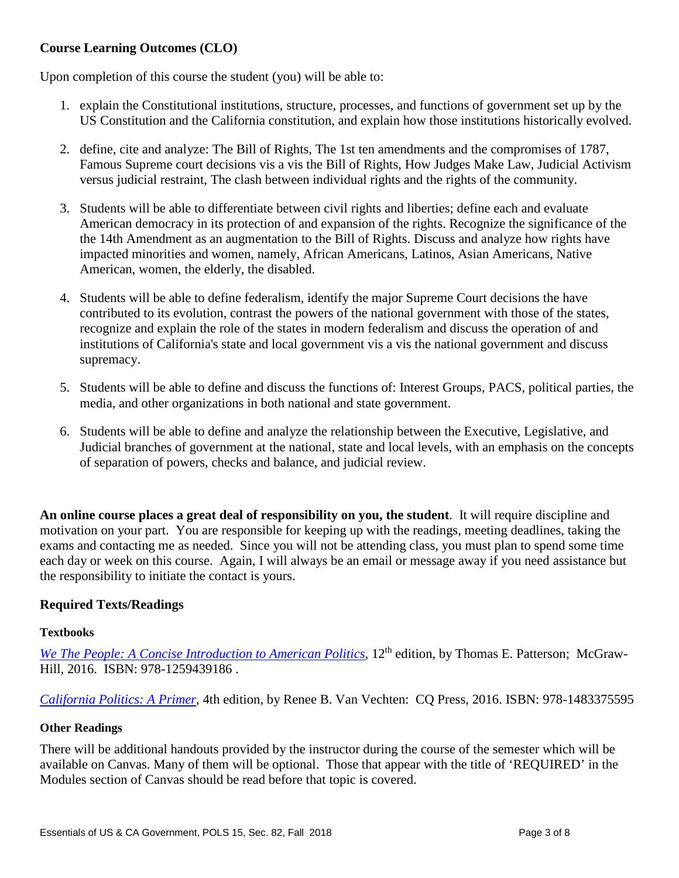### Course Learning Outcomes (CLO)

Upon completion of this course the student (you) will be able to:

1. explain the Constitutional institutions, structure, processes, and functions of government set up by the US Constitution and the California constitution, and explain how those institutions historically evolved.

2. define, cite and analyze: The Bill of Rights, The 1st ten amendments and the compromises of 1787, Famous Supreme court decisions vis a vis the Bill of Rights, How Judges Make Law, Judicial Activism versus judicial restraint, The clash between individual rights and the rights of the community.

3. Students will be able to differentiate between civil rights and liberties; define each and evaluate American democracy in its protection of and expansion of the rights. Recognize the significance of the the 14th Amendment as an augmentation to the Bill of Rights. Discuss and analyze how rights have impacted minorities and women, namely, African Americans, Latinos, Asian Americans, Native American, women, the elderly, the disabled.

4. Students will be able to define federalism, identify the major Supreme Court decisions the have contributed to its evolution, contrast the powers of the national government with those of the states, recognize and explain the role of the states in modern federalism and discuss the operation of and institutions of California's state and local government vis a vis the national government and discuss supremacy.

5. Students will be able to define and discuss the functions of: Interest Groups, PACS, political parties, the media, and other organizations in both national and state government.

6. Students will be able to define and analyze the relationship between the Executive, Legislative, and Judicial branches of government at the national, state and local levels, with an emphasis on the concepts of separation of powers, checks and balance, and judicial review.

**An online course places a great deal of responsibility on you, the student**. It will require discipline and motivation on your part. You are responsible for keeping up with the readings, meeting deadlines, taking the exams and contacting me as needed. Since you will not be attending class, you must plan to spend some time each day or week on this course. Again, I will always be an email or message away if you need assistance but the responsibility to initiate the contact is yours.

### Required Texts/Readings

#### Textbooks

*We The People: A Concise Introduction to American Politics*, 12th edition, by Thomas E. Patterson; McGraw-Hill, 2016. ISBN: 978-1259439186 .

*California Politics: A Primer*, 4th edition, by Renee B. Van Vechten: CQ Press, 2016. ISBN: 978-1483375595

#### Other Readings

There will be additional handouts provided by the instructor during the course of the semester which will be available on Canvas. Many of them will be optional. Those that appear with the title of 'REQUIRED' in the Modules section of Canvas should be read before that topic is covered.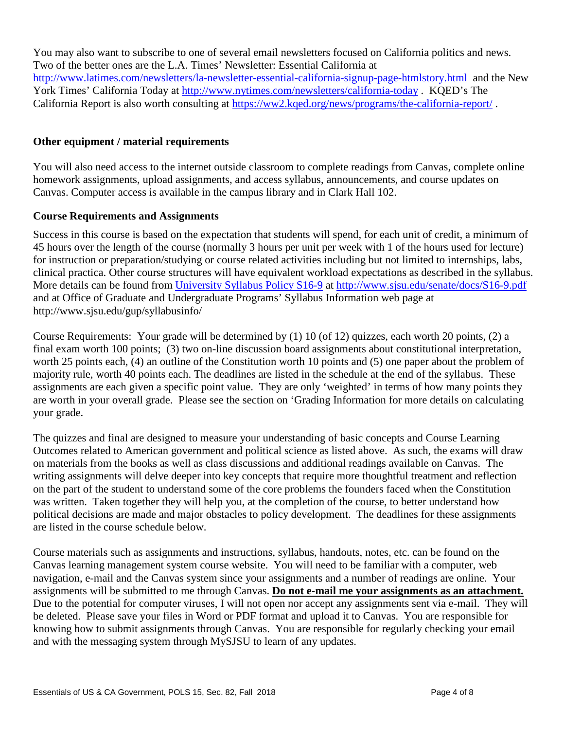You may also want to subscribe to one of several email newsletters focused on California politics and news. Two of the better ones are the L.A. Times' Newsletter: Essential California at [http://www.latimes.com/newsletters/la-newsletter-essential-california-signup-page-htmlstory.html](http://www.latimes.com/newsletters/la-newsletter-essential-california-signup-page-htmlstory.html) and the New York Times' California Today at [http://www.nytimes.com/newsletters/california-today](http://www.nytimes.com/newsletters/california-today) . KQED's The California Report is also worth consulting at [https://ww2.kqed.org/news/programs/the-california-report/](https://ww2.kqed.org/news/programs/the-california-report/) .

### Other equipment / material requirements

You will also need access to the internet outside classroom to complete readings from Canvas, complete online homework assignments, upload assignments, and access syllabus, announcements, and course updates on Canvas. Computer access is available in the campus library and in Clark Hall 102.

### Course Requirements and Assignments

Success in this course is based on the expectation that students will spend, for each unit of credit, a minimum of 45 hours over the length of the course (normally 3 hours per unit per week with 1 of the hours used for lecture) for instruction or preparation/studying or course related activities including but not limited to internships, labs, clinical practica. Other course structures will have equivalent workload expectations as described in the syllabus. More details can be found from [University Syllabus Policy S16-9](http://www.sjsu.edu/senate/docs/S16-9.pdf) at [http://www.sjsu.edu/senate/docs/S16-9.pdf](http://www.sjsu.edu/senate/docs/S16-9.pdf) and at Office of Graduate and Undergraduate Programs' Syllabus Information web page at http://www.sjsu.edu/gup/syllabusinfo/

Course Requirements: Your grade will be determined by (1) 10 (of 12) quizzes, each worth 20 points, (2) a final exam worth 100 points; (3) two on-line discussion board assignments about constitutional interpretation, worth 25 points each, (4) an outline of the Constitution worth 10 points and (5) one paper about the problem of majority rule, worth 40 points each. The deadlines are listed in the schedule at the end of the syllabus. These assignments are each given a specific point value. They are only 'weighted' in terms of how many points they are worth in your overall grade. Please see the section on 'Grading Information for more details on calculating your grade.

The quizzes and final are designed to measure your understanding of basic concepts and Course Learning Outcomes related to American government and political science as listed above. As such, the exams will draw on materials from the books as well as class discussions and additional readings available on Canvas. The writing assignments will delve deeper into key concepts that require more thoughtful treatment and reflection on the part of the student to understand some of the core problems the founders faced when the Constitution was written. Taken together they will help you, at the completion of the course, to better understand how political decisions are made and major obstacles to policy development. The deadlines for these assignments are listed in the course schedule below.

Course materials such as assignments and instructions, syllabus, handouts, notes, etc. can be found on the Canvas learning management system course website. You will need to be familiar with a computer, web navigation, e-mail and the Canvas system since your assignments and a number of readings are online. Your assignments will be submitted to me through Canvas. **<u>Do not e-mail me your assignments as an attachment.</u>** Due to the potential for computer viruses, I will not open nor accept any assignments sent via e-mail. They will be deleted. Please save your files in Word or PDF format and upload it to Canvas. You are responsible for knowing how to submit assignments through Canvas. You are responsible for regularly checking your email and with the messaging system through MySJSU to learn of any updates.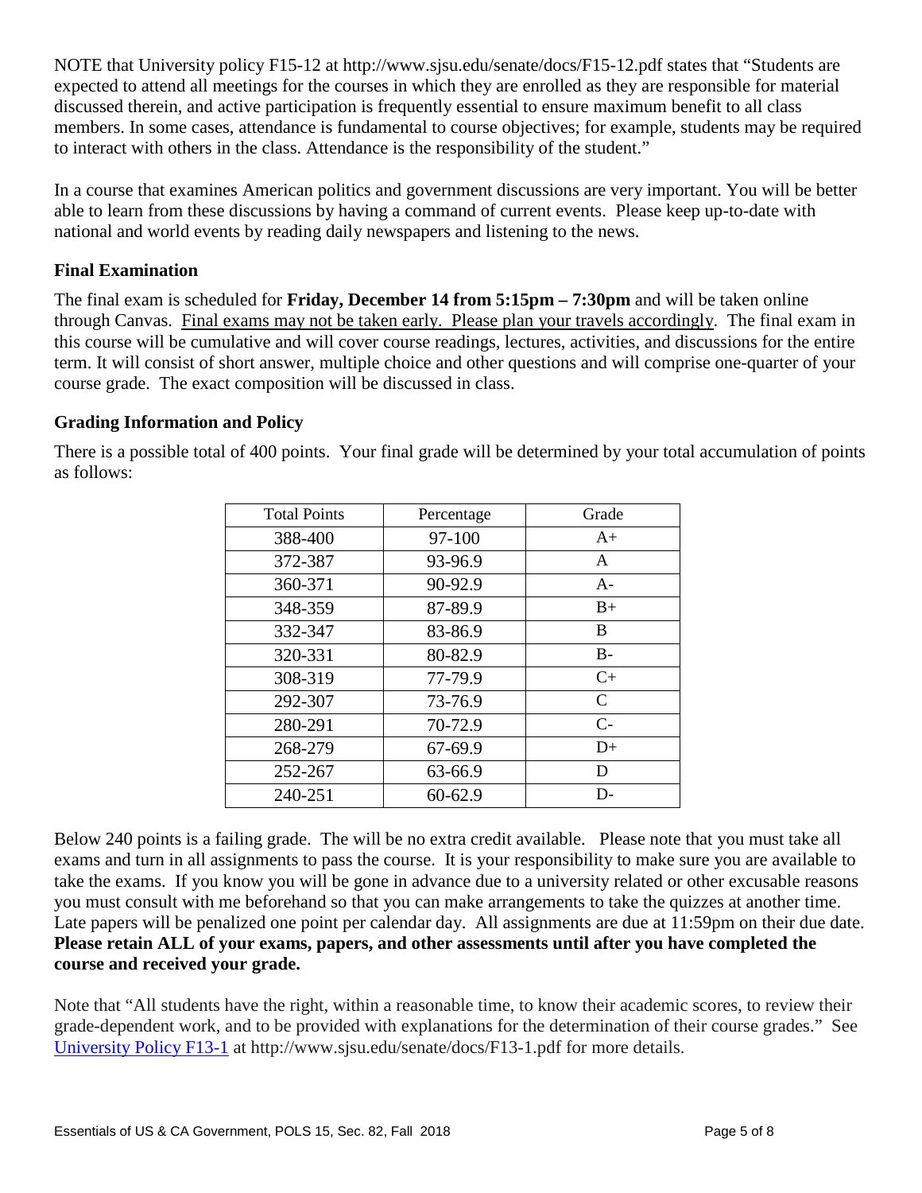NOTE that University policy F15-12 at http://www.sjsu.edu/senate/docs/F15-12.pdf states that "Students are expected to attend all meetings for the courses in which they are enrolled as they are responsible for material discussed therein, and active participation is frequently essential to ensure maximum benefit to all class members. In some cases, attendance is fundamental to course objectives; for example, students may be required to interact with others in the class. Attendance is the responsibility of the student."

In a course that examines American politics and government discussions are very important. You will be better able to learn from these discussions by having a command of current events. Please keep up-to-date with national and world events by reading daily newspapers and listening to the news.

### Final Examination

The final exam is scheduled for **Friday, December 14 from 5:15pm – 7:30pm** and will be taken online through Canvas. Final exams may not be taken early. Please plan your travels accordingly. The final exam in this course will be cumulative and will cover course readings, lectures, activities, and discussions for the entire term. It will consist of short answer, multiple choice and other questions and will comprise one-quarter of your course grade. The exact composition will be discussed in class.

### Grading Information and Policy

There is a possible total of 400 points. Your final grade will be determined by your total accumulation of points as follows:

| Total Points | Percentage | Grade |
|---|---|---|
| 388-400 | 97-100 | A+ |
| 372-387 | 93-96.9 | A |
| 360-371 | 90-92.9 | A- |
| 348-359 | 87-89.9 | B+ |
| 332-347 | 83-86.9 | B |
| 320-331 | 80-82.9 | B- |
| 308-319 | 77-79.9 | C+ |
| 292-307 | 73-76.9 | C |
| 280-291 | 70-72.9 | C- |
| 268-279 | 67-69.9 | D+ |
| 252-267 | 63-66.9 | D |
| 240-251 | 60-62.9 | D- |

Below 240 points is a failing grade. The will be no extra credit available. Please note that you must take all exams and turn in all assignments to pass the course. It is your responsibility to make sure you are available to take the exams. If you know you will be gone in advance due to a university related or other excusable reasons you must consult with me beforehand so that you can make arrangements to take the quizzes at another time. Late papers will be penalized one point per calendar day. All assignments are due at 11:59pm on their due date. **Please retain ALL of your exams, papers, and other assessments until after you have completed the course and received your grade.**

Note that "All students have the right, within a reasonable time, to know their academic scores, to review their grade-dependent work, and to be provided with explanations for the determination of their course grades." See University Policy F13-1 at http://www.sjsu.edu/senate/docs/F13-1.pdf for more details.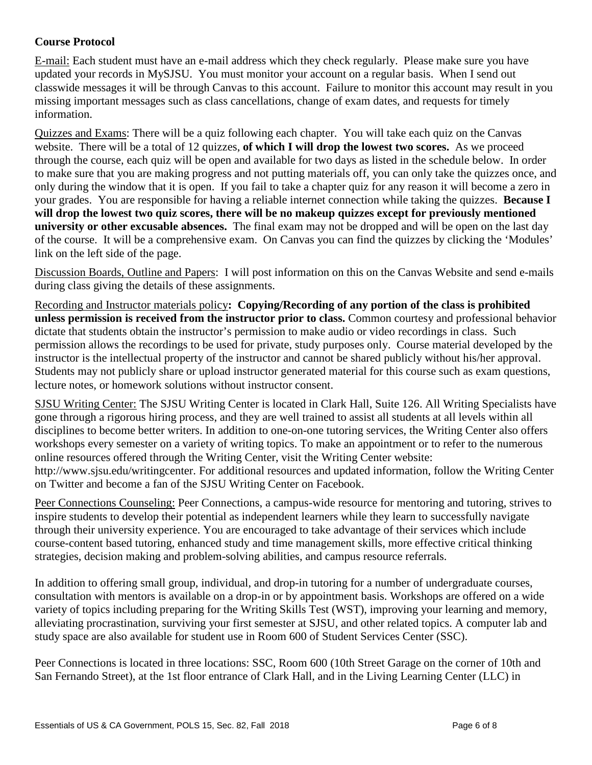### Course Protocol

E-mail: Each student must have an e-mail address which they check regularly. Please make sure you have updated your records in MySJSU. You must monitor your account on a regular basis. When I send out classwide messages it will be through Canvas to this account. Failure to monitor this account may result in you missing important messages such as class cancellations, change of exam dates, and requests for timely information.

Quizzes and Exams: There will be a quiz following each chapter. You will take each quiz on the Canvas website. There will be a total of 12 quizzes, **of which I will drop the lowest two scores.** As we proceed through the course, each quiz will be open and available for two days as listed in the schedule below. In order to make sure that you are making progress and not putting materials off, you can only take the quizzes once, and only during the window that it is open. If you fail to take a chapter quiz for any reason it will become a zero in your grades. You are responsible for having a reliable internet connection while taking the quizzes. **Because I will drop the lowest two quiz scores, there will be no makeup quizzes except for previously mentioned university or other excusable absences.** The final exam may not be dropped and will be open on the last day of the course. It will be a comprehensive exam. On Canvas you can find the quizzes by clicking the 'Modules' link on the left side of the page.

Discussion Boards, Outline and Papers: I will post information on this on the Canvas Website and send e-mails during class giving the details of these assignments.

Recording and Instructor materials policy**: Copying/Recording of any portion of the class is prohibited unless permission is received from the instructor prior to class.** Common courtesy and professional behavior dictate that students obtain the instructor's permission to make audio or video recordings in class. Such permission allows the recordings to be used for private, study purposes only. Course material developed by the instructor is the intellectual property of the instructor and cannot be shared publicly without his/her approval. Students may not publicly share or upload instructor generated material for this course such as exam questions, lecture notes, or homework solutions without instructor consent.

SJSU Writing Center: The SJSU Writing Center is located in Clark Hall, Suite 126. All Writing Specialists have gone through a rigorous hiring process, and they are well trained to assist all students at all levels within all disciplines to become better writers. In addition to one-on-one tutoring services, the Writing Center also offers workshops every semester on a variety of writing topics. To make an appointment or to refer to the numerous online resources offered through the Writing Center, visit the Writing Center website: http://www.sjsu.edu/writingcenter. For additional resources and updated information, follow the Writing Center on Twitter and become a fan of the SJSU Writing Center on Facebook.

Peer Connections Counseling: Peer Connections, a campus-wide resource for mentoring and tutoring, strives to inspire students to develop their potential as independent learners while they learn to successfully navigate through their university experience. You are encouraged to take advantage of their services which include course-content based tutoring, enhanced study and time management skills, more effective critical thinking strategies, decision making and problem-solving abilities, and campus resource referrals.

In addition to offering small group, individual, and drop-in tutoring for a number of undergraduate courses, consultation with mentors is available on a drop-in or by appointment basis. Workshops are offered on a wide variety of topics including preparing for the Writing Skills Test (WST), improving your learning and memory, alleviating procrastination, surviving your first semester at SJSU, and other related topics. A computer lab and study space are also available for student use in Room 600 of Student Services Center (SSC).

Peer Connections is located in three locations: SSC, Room 600 (10th Street Garage on the corner of 10th and San Fernando Street), at the 1st floor entrance of Clark Hall, and in the Living Learning Center (LLC) in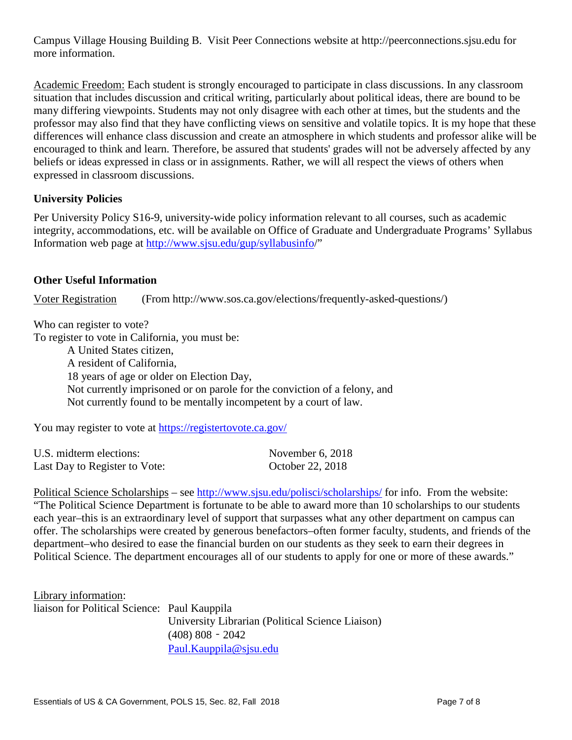Campus Village Housing Building B. Visit Peer Connections website at http://peerconnections.sjsu.edu for more information.

Academic Freedom: Each student is strongly encouraged to participate in class discussions. In any classroom situation that includes discussion and critical writing, particularly about political ideas, there are bound to be many differing viewpoints. Students may not only disagree with each other at times, but the students and the professor may also find that they have conflicting views on sensitive and volatile topics. It is my hope that these differences will enhance class discussion and create an atmosphere in which students and professor alike will be encouraged to think and learn. Therefore, be assured that students' grades will not be adversely affected by any beliefs or ideas expressed in class or in assignments. Rather, we will all respect the views of others when expressed in classroom discussions.

### University Policies

Per University Policy S16-9, university-wide policy information relevant to all courses, such as academic integrity, accommodations, etc. will be available on Office of Graduate and Undergraduate Programs' Syllabus Information web page at [http://www.sjsu.edu/gup/syllabusinfo](http://www.sjsu.edu/gup/syllabusinfo)/"

### Other Useful Information

Voter Registration (From http://www.sos.ca.gov/elections/frequently-asked-questions/)

Who can register to vote?
To register to vote in California, you must be:

- A United States citizen,
- A resident of California,
- 18 years of age or older on Election Day,
- Not currently imprisoned or on parole for the conviction of a felony, and
- Not currently found to be mentally incompetent by a court of law.

You may register to vote at [https://registertovote.ca.gov/](https://registertovote.ca.gov/)

| | |
|---|---|
| U.S. midterm elections: | November 6, 2018 |
| Last Day to Register to Vote: | October 22, 2018 |

Political Science Scholarships – see [http://www.sjsu.edu/polisci/scholarships/](http://www.sjsu.edu/polisci/scholarships/) for info. From the website: "The Political Science Department is fortunate to be able to award more than 10 scholarships to our students each year–this is an extraordinary level of support that surpasses what any other department on campus can offer. The scholarships were created by generous benefactors–often former faculty, students, and friends of the department–who desired to ease the financial burden on our students as they seek to earn their degrees in Political Science. The department encourages all of our students to apply for one or more of these awards."

Library information:
liaison for Political Science: Paul Kauppila
University Librarian (Political Science Liaison)
(408) 808 - 2042
[Paul.Kauppila@sjsu.edu](mailto:Paul.Kauppila@sjsu.edu)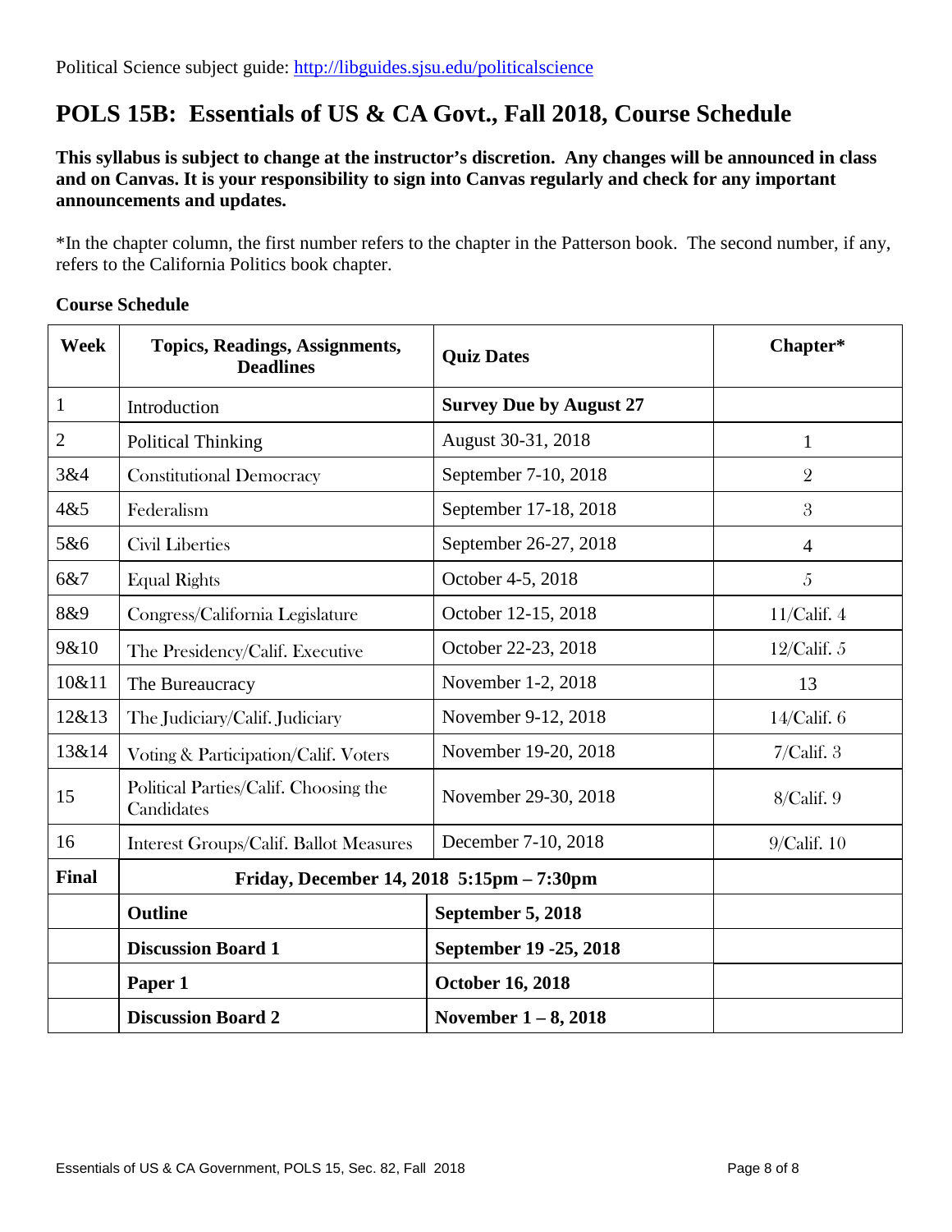Political Science subject guide: http://libguides.sjsu.edu/politicalscience

# POLS 15B: Essentials of US & CA Govt., Fall 2018, Course Schedule

**This syllabus is subject to change at the instructor's discretion. Any changes will be announced in class and on Canvas. It is your responsibility to sign into Canvas regularly and check for any important announcements and updates.**

*In the chapter column, the first number refers to the chapter in the Patterson book. The second number, if any, refers to the California Politics book chapter.

**Course Schedule**

| Week | Topics, Readings, Assignments, Deadlines | Quiz Dates | Chapter* |
|---|---|---|---|
| 1 | Introduction | **Survey Due by August 27** | |
| 2 | Political Thinking | August 30-31, 2018 | 1 |
| 3&4 | Constitutional Democracy | September 7-10, 2018 | 2 |
| 4&5 | Federalism | September 17-18, 2018 | 3 |
| 5&6 | Civil Liberties | September 26-27, 2018 | 4 |
| 6&7 | Equal Rights | October 4-5, 2018 | 5 |
| 8&9 | Congress/California Legislature | October 12-15, 2018 | 11/Calif. 4 |
| 9&10 | The Presidency/Calif. Executive | October 22-23, 2018 | 12/Calif. 5 |
| 10&11 | The Bureaucracy | November 1-2, 2018 | 13 |
| 12&13 | The Judiciary/Calif. Judiciary | November 9-12, 2018 | 14/Calif. 6 |
| 13&14 | Voting & Participation/Calif. Voters | November 19-20, 2018 | 7/Calif. 3 |
| 15 | Political Parties/Calif. Choosing the Candidates | November 29-30, 2018 | 8/Calif. 9 |
| 16 | Interest Groups/Calif. Ballot Measures | December 7-10, 2018 | 9/Calif. 10 |
| **Final** | **Friday, December 14, 2018 5:15pm – 7:30pm** | | |
| | **Outline** | **September 5, 2018** | |
| | **Discussion Board 1** | **September 19 -25, 2018** | |
| | **Paper 1** | **October 16, 2018** | |
| | **Discussion Board 2** | **November 1 – 8, 2018** | |